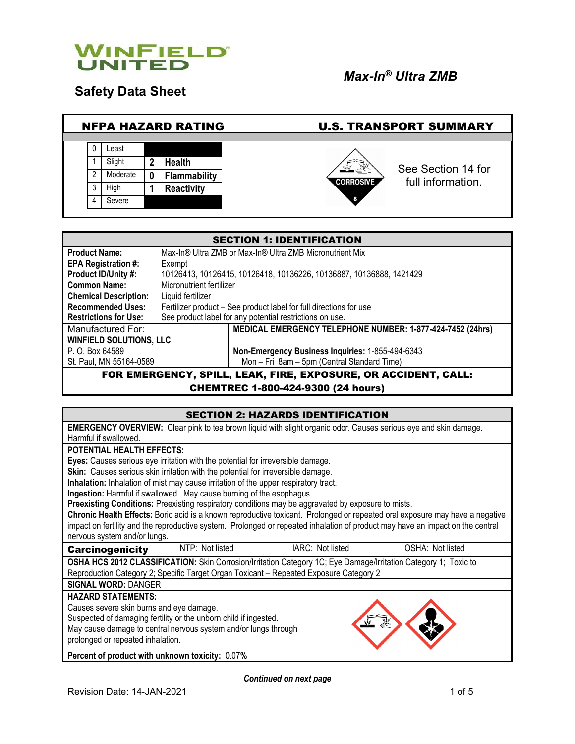WINFIELD UNITED

# Safety Data Sheet

## *Max-In® Ultra ZMB*

| NFPA HAZARD RATING | | | |
|---|---|---|---|
| 0 | Least | | |
| 1 | Slight | 2 | Health |
| 2 | Moderate | 0 | Flammability |
| 3 | High | 1 | Reactivity |
| 4 | Severe | | |

**U.S. TRANSPORT SUMMARY**

CORROSIVE 8

See Section 14 for full information.

## SECTION 1: IDENTIFICATION

| | |
|---|---|
| **Product Name:** | Max-In® Ultra ZMB or Max-In® Ultra ZMB Micronutrient Mix |
| **EPA Registration #:** | Exempt |
| **Product ID/Unity #:** | 10126413, 10126415, 10126418, 10136226, 10136887, 10136888, 1421429 |
| **Common Name:** | Micronutrient fertilizer |
| **Chemical Description:** | Liquid fertilizer |
| **Recommended Uses:** | Fertilizer product – See product label for full directions for use |
| **Restrictions for Use:** | See product label for any potential restrictions on use. |

Manufactured For:
**WINFIELD SOLUTIONS, LLC**
P. O. Box 64589
St. Paul, MN 55164-0589

**MEDICAL EMERGENCY TELEPHONE NUMBER: 1-877-424-7452 (24hrs)**

**Non-Emergency Business Inquiries:** 1-855-494-6343
Mon – Fri 8am – 5pm (Central Standard Time)

**FOR EMERGENCY, SPILL, LEAK, FIRE, EXPOSURE, OR ACCIDENT, CALL: CHEMTREC 1-800-424-9300 (24 hours)**

## SECTION 2: HAZARDS IDENTIFICATION

**EMERGENCY OVERVIEW:** Clear pink to tea brown liquid with slight organic odor. Causes serious eye and skin damage. Harmful if swallowed.

**POTENTIAL HEALTH EFFECTS:**
**Eyes:** Causes serious eye irritation with the potential for irreversible damage.
**Skin:** Causes serious skin irritation with the potential for irreversible damage.
**Inhalation:** Inhalation of mist may cause irritation of the upper respiratory tract.
**Ingestion:** Harmful if swallowed. May cause burning of the esophagus.
**Preexisting Conditions:** Preexisting respiratory conditions may be aggravated by exposure to mists.
**Chronic Health Effects:** Boric acid is a known reproductive toxicant. Prolonged or repeated oral exposure may have a negative impact on fertility and the reproductive system. Prolonged or repeated inhalation of product may have an impact on the central nervous system and/or lungs.

| **Carcinogenicity** | NTP: Not listed | IARC: Not listed | OSHA: Not listed |
|---|---|---|---|

**OSHA HCS 2012 CLASSIFICATION:** Skin Corrosion/Irritation Category 1C; Eye Damage/Irritation Category 1; Toxic to Reproduction Category 2; Specific Target Organ Toxicant – Repeated Exposure Category 2

**SIGNAL WORD:** DANGER

**HAZARD STATEMENTS:**
Causes severe skin burns and eye damage.
Suspected of damaging fertility or the unborn child if ingested.
May cause damage to central nervous system and/or lungs through prolonged or repeated inhalation.

**Percent of product with unknown toxicity:** 0.07%

***Continued on next page***

Revision Date: 14-JAN-2021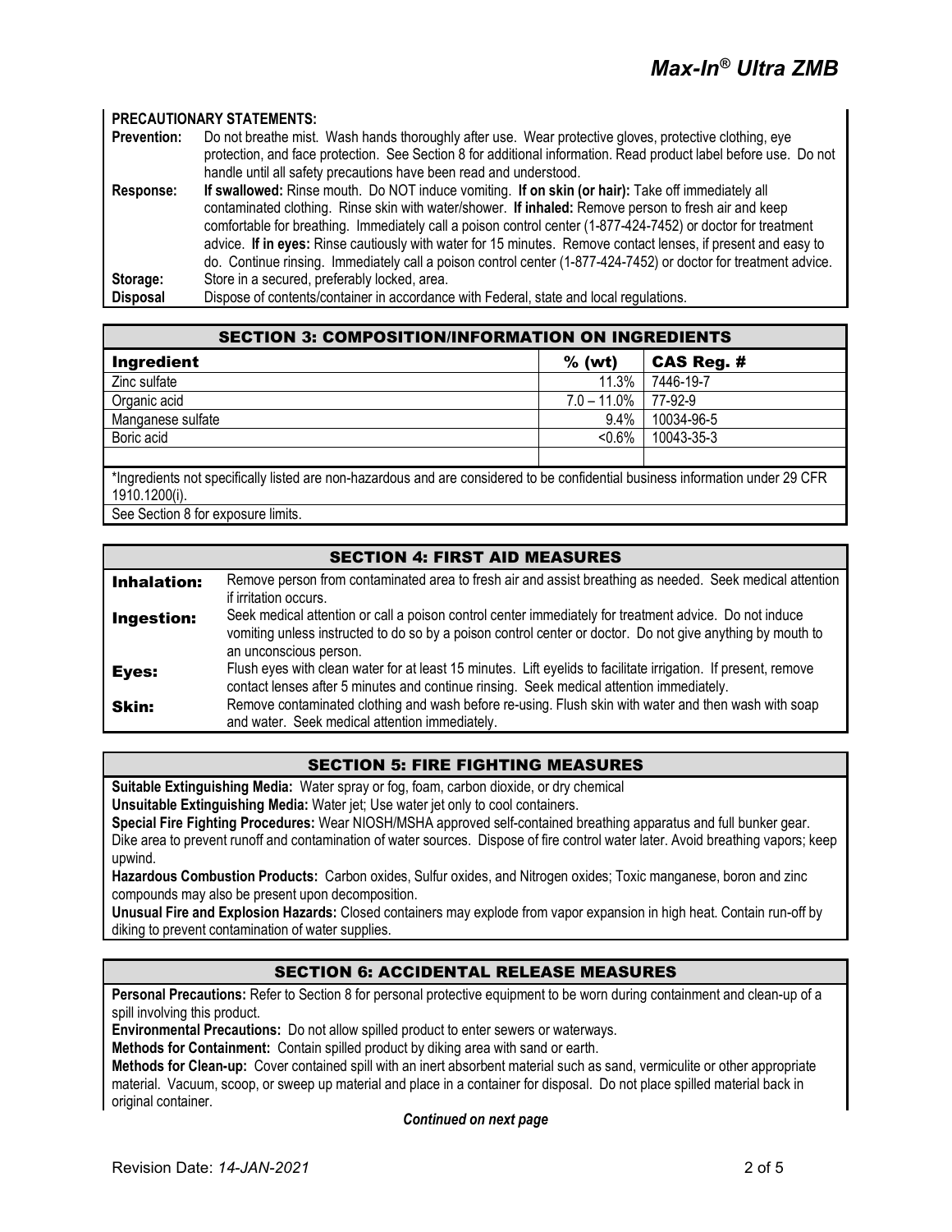**PRECAUTIONARY STATEMENTS:**

| | |
|---|---|
| **Prevention:** | Do not breathe mist. Wash hands thoroughly after use. Wear protective gloves, protective clothing, eye protection, and face protection. See Section 8 for additional information. Read product label before use. Do not handle until all safety precautions have been read and understood. |
| **Response:** | **If swallowed:** Rinse mouth. Do NOT induce vomiting. **If on skin (or hair):** Take off immediately all contaminated clothing. Rinse skin with water/shower. **If inhaled:** Remove person to fresh air and keep comfortable for breathing. Immediately call a poison control center (1-877-424-7452) or doctor for treatment advice. **If in eyes:** Rinse cautiously with water for 15 minutes. Remove contact lenses, if present and easy to do. Continue rinsing. Immediately call a poison control center (1-877-424-7452) or doctor for treatment advice. |
| **Storage:** | Store in a secured, preferably locked, area. |
| **Disposal** | Dispose of contents/container in accordance with Federal, state and local regulations. |

## SECTION 3: COMPOSITION/INFORMATION ON INGREDIENTS

| Ingredient | % (wt) | CAS Reg. # |
|---|---|---|
| Zinc sulfate | 11.3% | 7446-19-7 |
| Organic acid | 7.0 – 11.0% | 77-92-9 |
| Manganese sulfate | 9.4% | 10034-96-5 |
| Boric acid | <0.6% | 10043-35-3 |
| | | |

*Ingredients not specifically listed are non-hazardous and are considered to be confidential business information under 29 CFR 1910.1200(i).

See Section 8 for exposure limits.

## SECTION 4: FIRST AID MEASURES

| | |
|---|---|
| **Inhalation:** | Remove person from contaminated area to fresh air and assist breathing as needed. Seek medical attention if irritation occurs. |
| **Ingestion:** | Seek medical attention or call a poison control center immediately for treatment advice. Do not induce vomiting unless instructed to do so by a poison control center or doctor. Do not give anything by mouth to an unconscious person. |
| **Eyes:** | Flush eyes with clean water for at least 15 minutes. Lift eyelids to facilitate irrigation. If present, remove contact lenses after 5 minutes and continue rinsing. Seek medical attention immediately. |
| **Skin:** | Remove contaminated clothing and wash before re-using. Flush skin with water and then wash with soap and water. Seek medical attention immediately. |

## SECTION 5: FIRE FIGHTING MEASURES

**Suitable Extinguishing Media:** Water spray or fog, foam, carbon dioxide, or dry chemical

**Unsuitable Extinguishing Media:** Water jet; Use water jet only to cool containers.

**Special Fire Fighting Procedures:** Wear NIOSH/MSHA approved self-contained breathing apparatus and full bunker gear. Dike area to prevent runoff and contamination of water sources. Dispose of fire control water later. Avoid breathing vapors; keep upwind.

**Hazardous Combustion Products:** Carbon oxides, Sulfur oxides, and Nitrogen oxides; Toxic manganese, boron and zinc compounds may also be present upon decomposition.

**Unusual Fire and Explosion Hazards:** Closed containers may explode from vapor expansion in high heat. Contain run-off by diking to prevent contamination of water supplies.

## SECTION 6: ACCIDENTAL RELEASE MEASURES

**Personal Precautions:** Refer to Section 8 for personal protective equipment to be worn during containment and clean-up of a spill involving this product.

**Environmental Precautions:** Do not allow spilled product to enter sewers or waterways.

**Methods for Containment:** Contain spilled product by diking area with sand or earth.

**Methods for Clean-up:** Cover contained spill with an inert absorbent material such as sand, vermiculite or other appropriate material. Vacuum, scoop, or sweep up material and place in a container for disposal. Do not place spilled material back in original container.

***Continued on next page***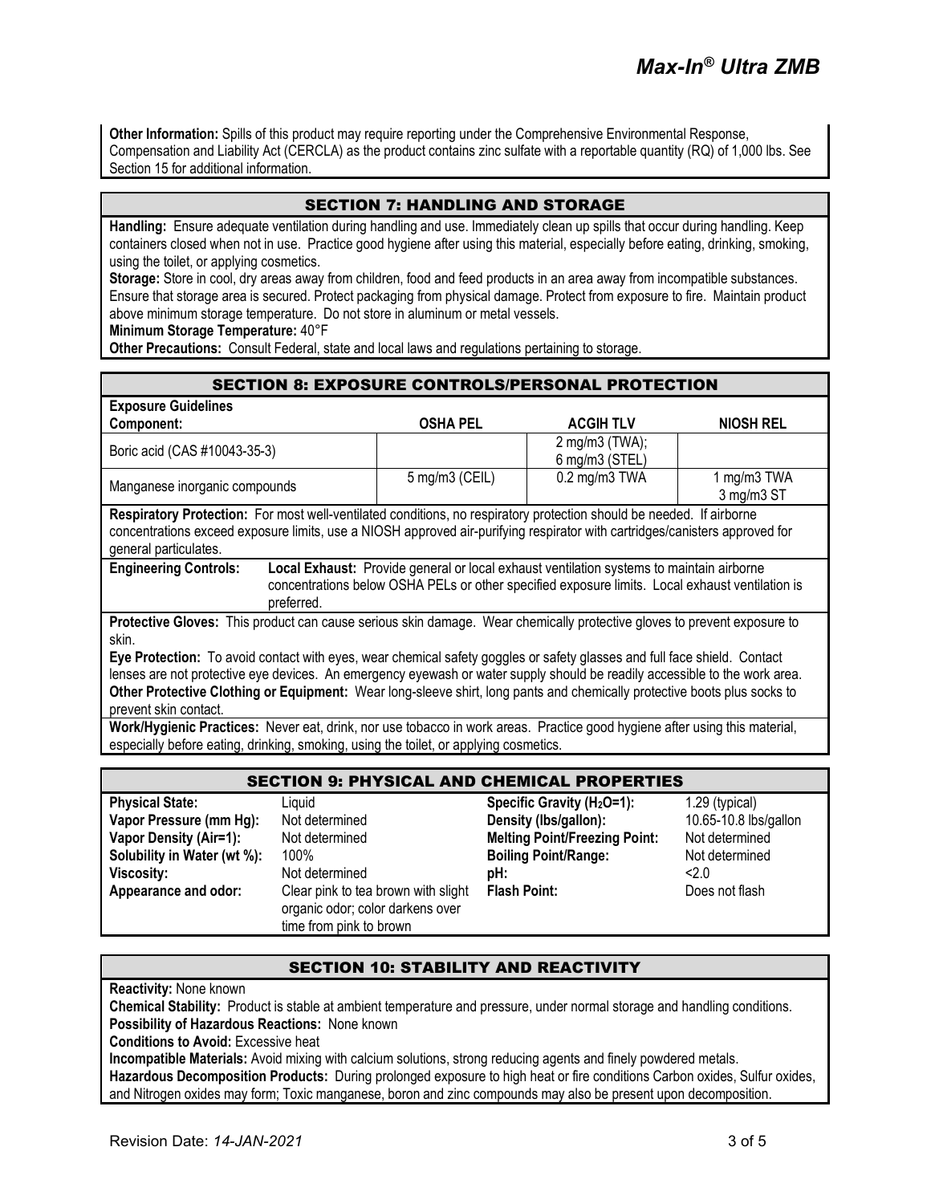**Other Information:** Spills of this product may require reporting under the Comprehensive Environmental Response, Compensation and Liability Act (CERCLA) as the product contains zinc sulfate with a reportable quantity (RQ) of 1,000 lbs. See Section 15 for additional information.

## SECTION 7: HANDLING AND STORAGE

**Handling:** Ensure adequate ventilation during handling and use. Immediately clean up spills that occur during handling. Keep containers closed when not in use. Practice good hygiene after using this material, especially before eating, drinking, smoking, using the toilet, or applying cosmetics.

**Storage:** Store in cool, dry areas away from children, food and feed products in an area away from incompatible substances. Ensure that storage area is secured. Protect packaging from physical damage. Protect from exposure to fire. Maintain product above minimum storage temperature. Do not store in aluminum or metal vessels.

**Minimum Storage Temperature:** 40°F

**Other Precautions:** Consult Federal, state and local laws and regulations pertaining to storage.

## SECTION 8: EXPOSURE CONTROLS/PERSONAL PROTECTION

**Exposure Guidelines**

| Component: | OSHA PEL | ACGIH TLV | NIOSH REL |
|---|---|---|---|
| Boric acid (CAS #10043-35-3) | | 2 mg/m3 (TWA); 6 mg/m3 (STEL) | |
| Manganese inorganic compounds | 5 mg/m3 (CEIL) | 0.2 mg/m3 TWA | 1 mg/m3 TWA 3 mg/m3 ST |

**Respiratory Protection:** For most well-ventilated conditions, no respiratory protection should be needed. If airborne concentrations exceed exposure limits, use a NIOSH approved air-purifying respirator with cartridges/canisters approved for general particulates.

**Engineering Controls:** **Local Exhaust:** Provide general or local exhaust ventilation systems to maintain airborne concentrations below OSHA PELs or other specified exposure limits. Local exhaust ventilation is preferred.

**Protective Gloves:** This product can cause serious skin damage. Wear chemically protective gloves to prevent exposure to skin.

**Eye Protection:** To avoid contact with eyes, wear chemical safety goggles or safety glasses and full face shield. Contact lenses are not protective eye devices. An emergency eyewash or water supply should be readily accessible to the work area.

**Other Protective Clothing or Equipment:** Wear long-sleeve shirt, long pants and chemically protective boots plus socks to prevent skin contact.

**Work/Hygienic Practices:** Never eat, drink, nor use tobacco in work areas. Practice good hygiene after using this material, especially before eating, drinking, smoking, using the toilet, or applying cosmetics.

## SECTION 9: PHYSICAL AND CHEMICAL PROPERTIES

| | | | |
|---|---|---|---|
| **Physical State:** | Liquid | **Specific Gravity ($H_2O$=1):** | 1.29 (typical) |
| **Vapor Pressure (mm Hg):** | Not determined | **Density (lbs/gallon):** | 10.65-10.8 lbs/gallon |
| **Vapor Density (Air=1):** | Not determined | **Melting Point/Freezing Point:** | Not determined |
| **Solubility in Water (wt %):** | 100% | **Boiling Point/Range:** | Not determined |
| **Viscosity:** | Not determined | **pH:** | <2.0 |
| **Appearance and odor:** | Clear pink to tea brown with slight organic odor; color darkens over time from pink to brown | **Flash Point:** | Does not flash |

## SECTION 10: STABILITY AND REACTIVITY

**Reactivity:** None known

**Chemical Stability:** Product is stable at ambient temperature and pressure, under normal storage and handling conditions.

**Possibility of Hazardous Reactions:** None known

**Conditions to Avoid:** Excessive heat

**Incompatible Materials:** Avoid mixing with calcium solutions, strong reducing agents and finely powdered metals.

**Hazardous Decomposition Products:** During prolonged exposure to high heat or fire conditions Carbon oxides, Sulfur oxides, and Nitrogen oxides may form; Toxic manganese, boron and zinc compounds may also be present upon decomposition.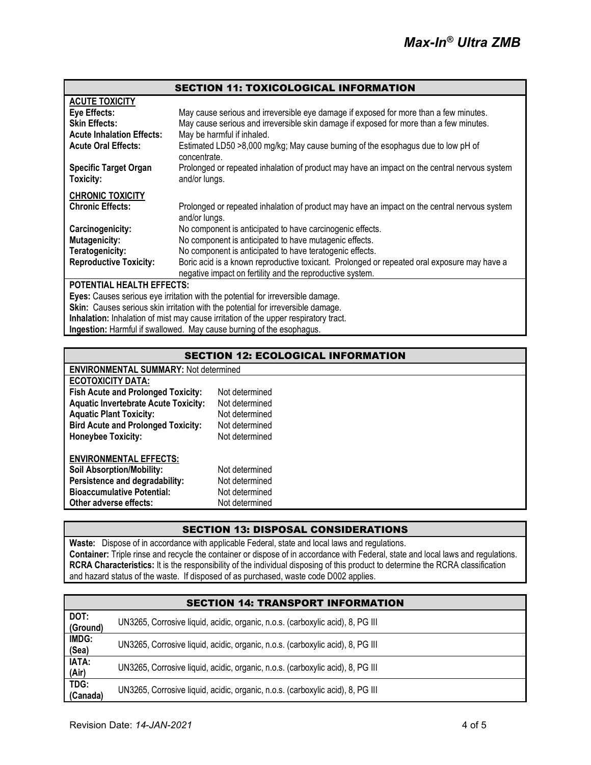## SECTION 11: TOXICOLOGICAL INFORMATION

**ACUTE TOXICITY**

| | |
|---|---|
| **Eye Effects:** | May cause serious and irreversible eye damage if exposed for more than a few minutes. |
| **Skin Effects:** | May cause serious and irreversible skin damage if exposed for more than a few minutes. |
| **Acute Inhalation Effects:** | May be harmful if inhaled. |
| **Acute Oral Effects:** | Estimated LD50 >8,000 mg/kg; May cause burning of the esophagus due to low pH of concentrate. |
| **Specific Target Organ Toxicity:** | Prolonged or repeated inhalation of product may have an impact on the central nervous system and/or lungs. |

**CHRONIC TOXICITY**

| | |
|---|---|
| **Chronic Effects:** | Prolonged or repeated inhalation of product may have an impact on the central nervous system and/or lungs. |
| **Carcinogenicity:** | No component is anticipated to have carcinogenic effects. |
| **Mutagenicity:** | No component is anticipated to have mutagenic effects. |
| **Teratogenicity:** | No component is anticipated to have teratogenic effects. |
| **Reproductive Toxicity:** | Boric acid is a known reproductive toxicant. Prolonged or repeated oral exposure may have a negative impact on fertility and the reproductive system. |

**POTENTIAL HEALTH EFFECTS:**

**Eyes:** Causes serious eye irritation with the potential for irreversible damage.
**Skin:** Causes serious skin irritation with the potential for irreversible damage.
**Inhalation:** Inhalation of mist may cause irritation of the upper respiratory tract.
**Ingestion:** Harmful if swallowed. May cause burning of the esophagus.

## SECTION 12: ECOLOGICAL INFORMATION

**ENVIRONMENTAL SUMMARY:** Not determined

**ECOTOXICITY DATA:**

| | |
|---|---|
| **Fish Acute and Prolonged Toxicity:** | Not determined |
| **Aquatic Invertebrate Acute Toxicity:** | Not determined |
| **Aquatic Plant Toxicity:** | Not determined |
| **Bird Acute and Prolonged Toxicity:** | Not determined |
| **Honeybee Toxicity:** | Not determined |

**ENVIRONMENTAL EFFECTS:**

| | |
|---|---|
| **Soil Absorption/Mobility:** | Not determined |
| **Persistence and degradability:** | Not determined |
| **Bioaccumulative Potential:** | Not determined |
| **Other adverse effects:** | Not determined |

## SECTION 13: DISPOSAL CONSIDERATIONS

**Waste:** Dispose of in accordance with applicable Federal, state and local laws and regulations.
**Container:** Triple rinse and recycle the container or dispose of in accordance with Federal, state and local laws and regulations.
**RCRA Characteristics:** It is the responsibility of the individual disposing of this product to determine the RCRA classification and hazard status of the waste. If disposed of as purchased, waste code D002 applies.

## SECTION 14: TRANSPORT INFORMATION

| | |
|---|---|
| **DOT: (Ground)** | UN3265, Corrosive liquid, acidic, organic, n.o.s. (carboxylic acid), 8, PG III |
| **IMDG: (Sea)** | UN3265, Corrosive liquid, acidic, organic, n.o.s. (carboxylic acid), 8, PG III |
| **IATA: (Air)** | UN3265, Corrosive liquid, acidic, organic, n.o.s. (carboxylic acid), 8, PG III |
| **TDG: (Canada)** | UN3265, Corrosive liquid, acidic, organic, n.o.s. (carboxylic acid), 8, PG III |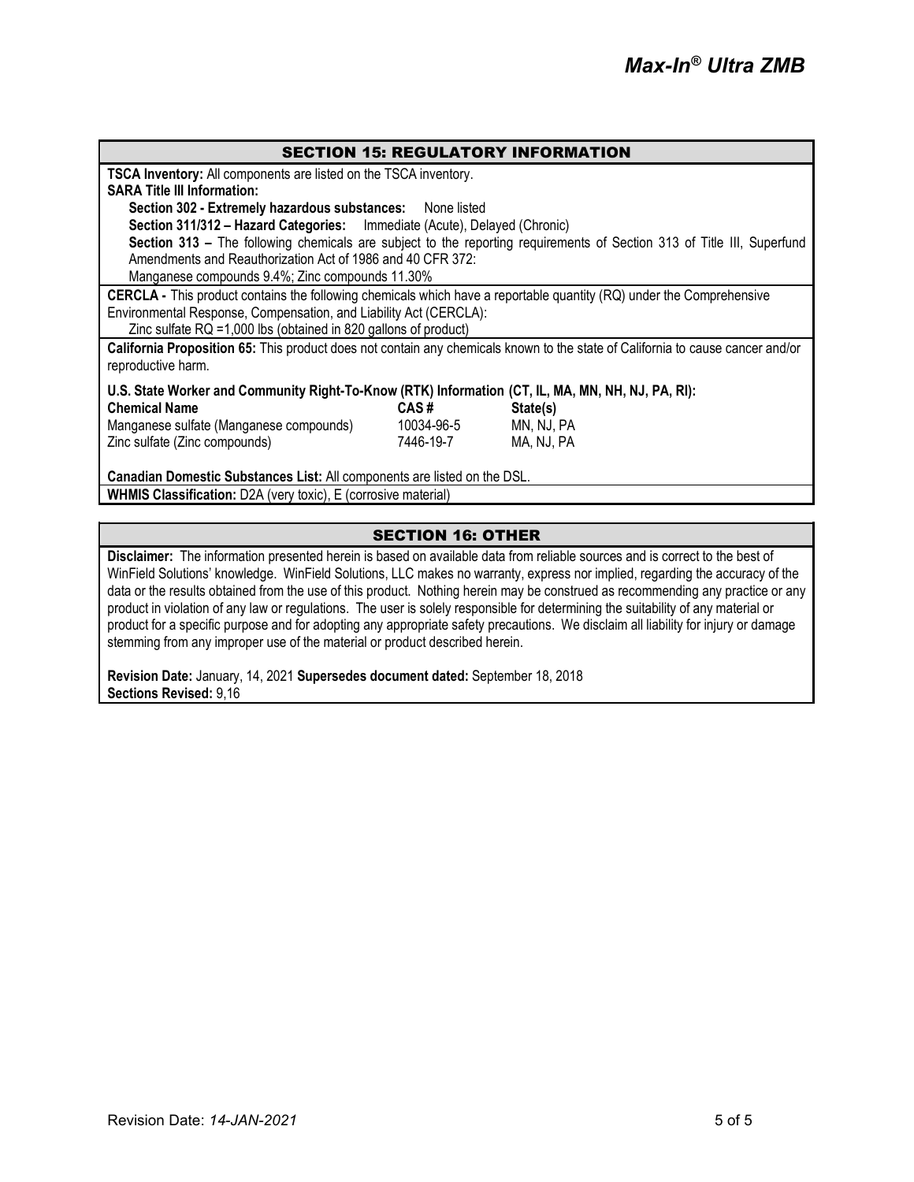## SECTION 15: REGULATORY INFORMATION

**TSCA Inventory:** All components are listed on the TSCA inventory.

**SARA Title III Information:**

**Section 302 - Extremely hazardous substances:** None listed

**Section 311/312 – Hazard Categories:** Immediate (Acute), Delayed (Chronic)

**Section 313 –** The following chemicals are subject to the reporting requirements of Section 313 of Title III, Superfund Amendments and Reauthorization Act of 1986 and 40 CFR 372:

Manganese compounds 9.4%; Zinc compounds 11.30%

**CERCLA -** This product contains the following chemicals which have a reportable quantity (RQ) under the Comprehensive Environmental Response, Compensation, and Liability Act (CERCLA):

Zinc sulfate RQ =1,000 lbs (obtained in 820 gallons of product)

**California Proposition 65:** This product does not contain any chemicals known to the state of California to cause cancer and/or reproductive harm.

**U.S. State Worker and Community Right-To-Know (RTK) Information (CT, IL, MA, MN, NH, NJ, PA, RI):**

| Chemical Name | CAS # | State(s) |
|---|---|---|
| Manganese sulfate (Manganese compounds) | 10034-96-5 | MN, NJ, PA |
| Zinc sulfate (Zinc compounds) | 7446-19-7 | MA, NJ, PA |

**Canadian Domestic Substances List:** All components are listed on the DSL.

**WHMIS Classification:** D2A (very toxic), E (corrosive material)

## SECTION 16: OTHER

**Disclaimer:** The information presented herein is based on available data from reliable sources and is correct to the best of WinField Solutions' knowledge. WinField Solutions, LLC makes no warranty, express nor implied, regarding the accuracy of the data or the results obtained from the use of this product. Nothing herein may be construed as recommending any practice or any product in violation of any law or regulations. The user is solely responsible for determining the suitability of any material or product for a specific purpose and for adopting any appropriate safety precautions. We disclaim all liability for injury or damage stemming from any improper use of the material or product described herein.

**Revision Date:** January, 14, 2021 **Supersedes document dated:** September 18, 2018
**Sections Revised:** 9,16